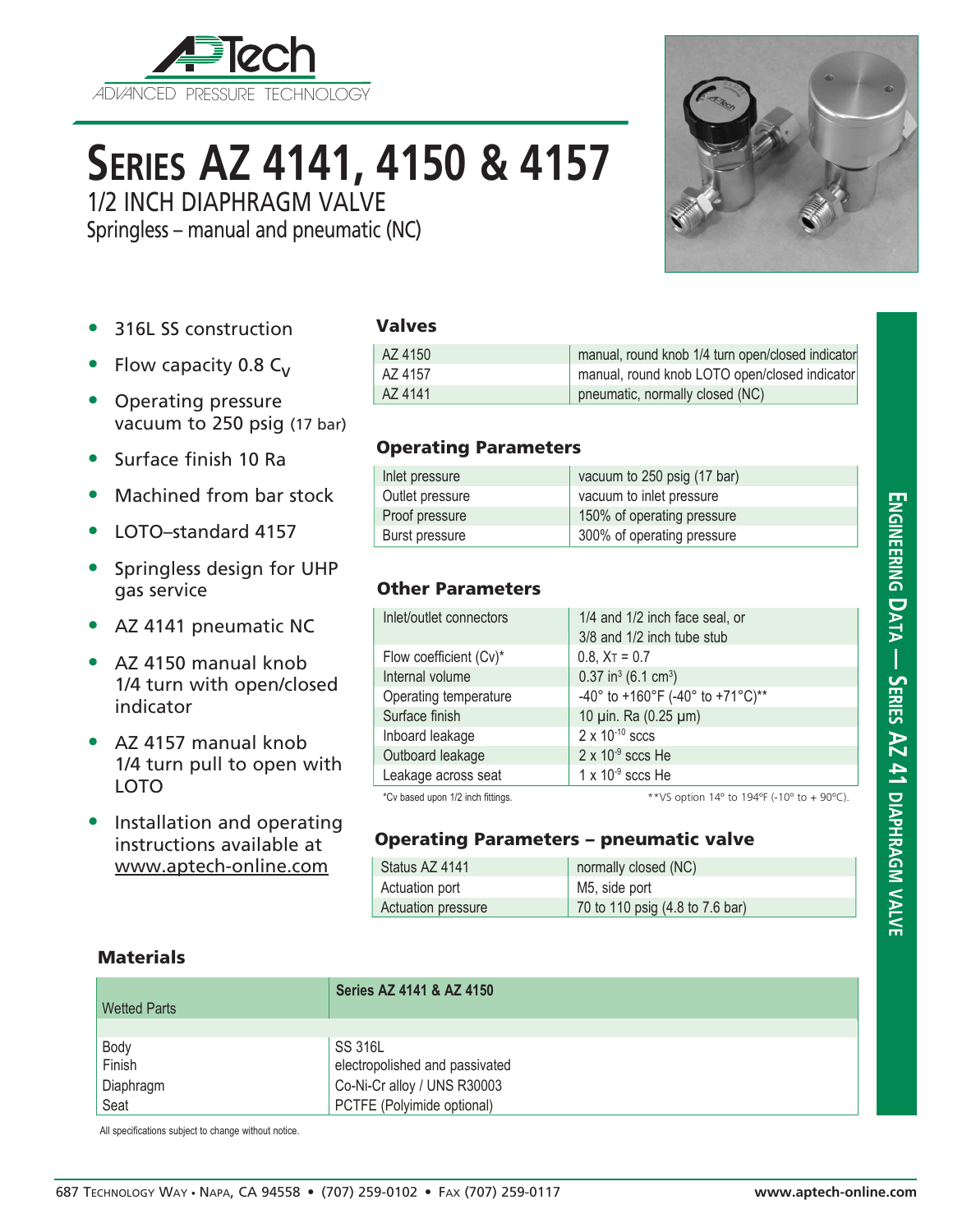APTech
ADVANCED PRESSURE TECHNOLOGY

# Series AZ 4141, 4150 & 4157

## 1/2 INCH DIAPHRAGM VALVE

Springless – manual and pneumatic (NC)

- 316L SS construction
- Flow capacity 0.8 $C_V$
- Operating pressure vacuum to 250 psig (17 bar)
- Surface finish 10 Ra
- Machined from bar stock
- LOTO–standard 4157
- Springless design for UHP gas service
- AZ 4141 pneumatic NC
- AZ 4150 manual knob 1/4 turn with open/closed indicator
- AZ 4157 manual knob 1/4 turn pull to open with LOTO
- Installation and operating instructions available at www.aptech-online.com

### Valves

| | |
|---|---|
| AZ 4150 | manual, round knob 1/4 turn open/closed indicator |
| AZ 4157 | manual, round knob LOTO open/closed indicator |
| AZ 4141 | pneumatic, normally closed (NC) |

### Operating Parameters

| | |
|---|---|
| Inlet pressure | vacuum to 250 psig (17 bar) |
| Outlet pressure | vacuum to inlet pressure |
| Proof pressure | 150% of operating pressure |
| Burst pressure | 300% of operating pressure |

### Other Parameters

| | |
|---|---|
| Inlet/outlet connectors | 1/4 and 1/2 inch face seal, or 3/8 and 1/2 inch tube stub |
| Flow coefficient (Cv)* | 0.8, $X_T$ = 0.7 |
| Internal volume | 0.37 $in^3$ (6.1 $cm^3$) |
| Operating temperature | -40° to +160°F (-40° to +71°C)** |
| Surface finish | 10 µin. Ra (0.25 µm) |
| Inboard leakage | $2 \times 10^{-10}$ sccs |
| Outboard leakage | $2 \times 10^{-9}$ sccs He |
| Leakage across seat | $1 \times 10^{-9}$ sccs He |

*Cv based upon 1/2 inch fittings.

**VS option 14° to 194°F (-10° to + 90°C).

### Operating Parameters – pneumatic valve

| | |
|---|---|
| Status AZ 4141 | normally closed (NC) |
| Actuation port | M5, side port |
| Actuation pressure | 70 to 110 psig (4.8 to 7.6 bar) |

### Materials

| Wetted Parts | Series AZ 4141 & AZ 4150 |
|---|---|
| Body | SS 316L |
| Finish | electropolished and passivated |
| Diaphragm | Co-Ni-Cr alloy / UNS R30003 |
| Seat | PCTFE (Polyimide optional) |

All specifications subject to change without notice.

Engineering Data — Series AZ 41 diaphragm valve

687 Technology Way • Napa, CA 94558 • (707) 259-0102 • Fax (707) 259-0117 www.aptech-online.com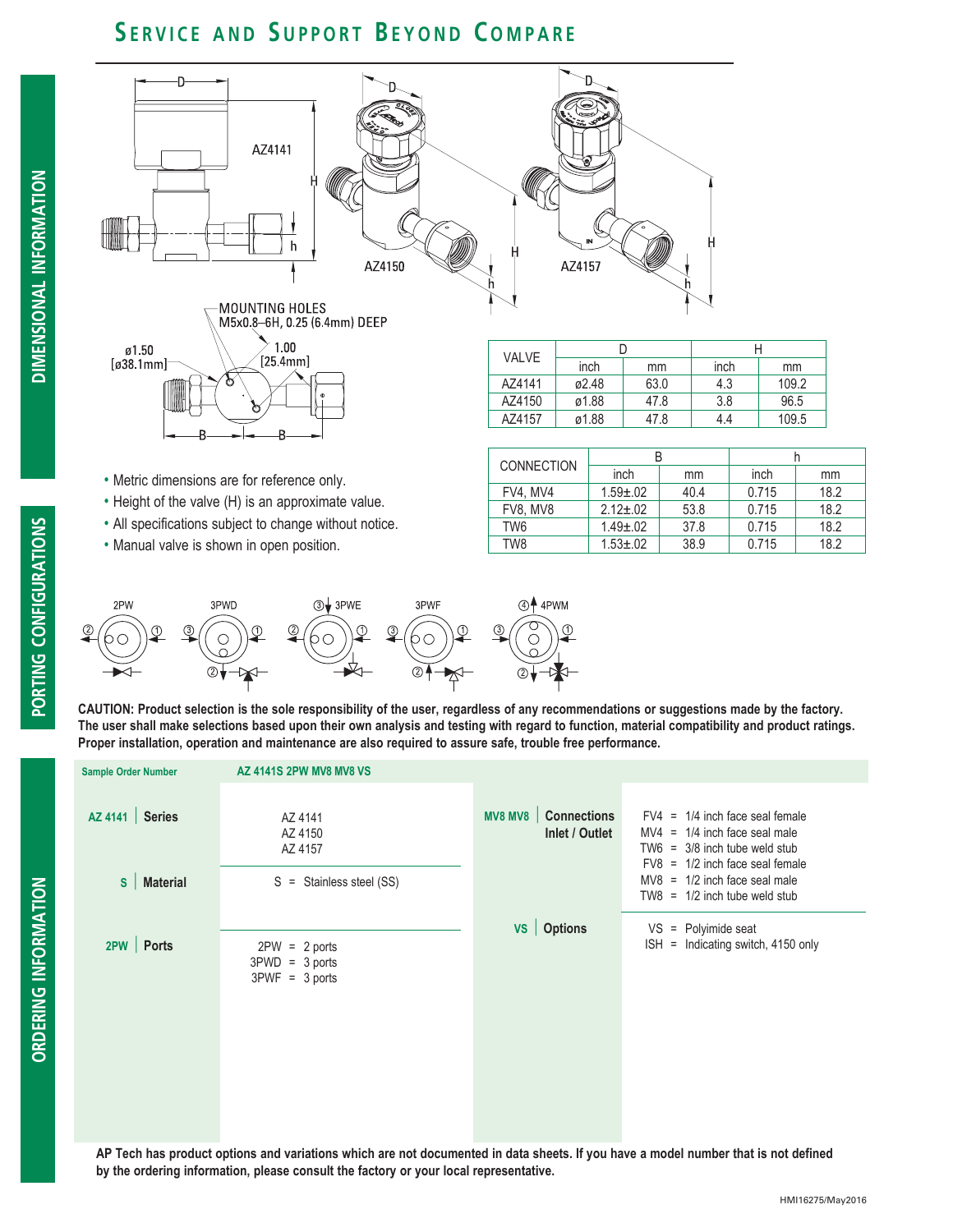# Service and Support Beyond Compare

## Dimensional Information

AZ4141

AZ4150

AZ4157

MOUNTING HOLES
M5x0.8–6H, 0.25 (6.4mm) DEEP

ø1.50 [ø38.1mm]

1.00 [25.4mm]

| VALVE | D | | H | |
|---|---|---|---|---|
| | inch | mm | inch | mm |
| AZ4141 | ø2.48 | 63.0 | 4.3 | 109.2 |
| AZ4150 | ø1.88 | 47.8 | 3.8 | 96.5 |
| AZ4157 | ø1.88 | 47.8 | 4.4 | 109.5 |

| CONNECTION | B | | h | |
|---|---|---|---|---|
| | inch | mm | inch | mm |
| FV4, MV4 | 1.59±.02 | 40.4 | 0.715 | 18.2 |
| FV8, MV8 | 2.12±.02 | 53.8 | 0.715 | 18.2 |
| TW6 | 1.49±.02 | 37.8 | 0.715 | 18.2 |
| TW8 | 1.53±.02 | 38.9 | 0.715 | 18.2 |

- Metric dimensions are for reference only.
- Height of the valve (H) is an approximate value.
- All specifications subject to change without notice.
- Manual valve is shown in open position.

## Porting Configurations

2PW

3PWD

3PWE

3PWF

4PWM

**CAUTION: Product selection is the sole responsibility of the user, regardless of any recommendations or suggestions made by the factory. The user shall make selections based upon their own analysis and testing with regard to function, material compatibility and product ratings. Proper installation, operation and maintenance are also required to assure safe, trouble free performance.**

## Ordering Information

**Sample Order Number** **AZ 4141S 2PW MV8 MV8 VS**

**AZ 4141 | Series**
- AZ 4141
- AZ 4150
- AZ 4157

**S | Material**
- S = Stainless steel (SS)

**2PW | Ports**
- 2PW = 2 ports
- 3PWD = 3 ports
- 3PWF = 3 ports

**MV8 MV8 | Connections Inlet / Outlet**
- FV4 = 1/4 inch face seal female
- MV4 = 1/4 inch face seal male
- TW6 = 3/8 inch tube weld stub
- FV8 = 1/2 inch face seal female
- MV8 = 1/2 inch face seal male
- TW8 = 1/2 inch tube weld stub

**VS | Options**
- VS = Polyimide seat
- ISH = Indicating switch, 4150 only

**AP Tech has product options and variations which are not documented in data sheets. If you have a model number that is not defined by the ordering information, please consult the factory or your local representative.**

HMI16275/May2016